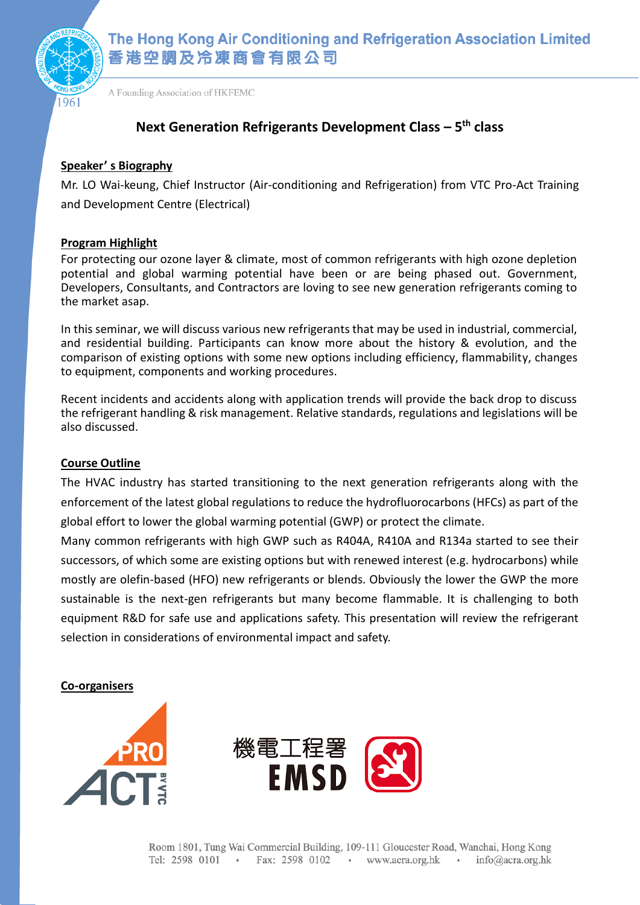# The Hong Kong Air Conditioning and Refrigeration Association Limited
# 香港空調及冷凍商會有限公司

A Founding Association of HKFEMC

## Next Generation Refrigerants Development Class – 5th class

### Speaker' s Biography

Mr. LO Wai-keung, Chief Instructor (Air-conditioning and Refrigeration) from VTC Pro-Act Training and Development Centre (Electrical)

### Program Highlight

For protecting our ozone layer & climate, most of common refrigerants with high ozone depletion potential and global warming potential have been or are being phased out. Government, Developers, Consultants, and Contractors are loving to see new generation refrigerants coming to the market asap.

In this seminar, we will discuss various new refrigerants that may be used in industrial, commercial, and residential building. Participants can know more about the history & evolution, and the comparison of existing options with some new options including efficiency, flammability, changes to equipment, components and working procedures.

Recent incidents and accidents along with application trends will provide the back drop to discuss the refrigerant handling & risk management. Relative standards, regulations and legislations will be also discussed.

### Course Outline

The HVAC industry has started transitioning to the next generation refrigerants along with the enforcement of the latest global regulations to reduce the hydrofluorocarbons (HFCs) as part of the global effort to lower the global warming potential (GWP) or protect the climate.

Many common refrigerants with high GWP such as R404A, R410A and R134a started to see their successors, of which some are existing options but with renewed interest (e.g. hydrocarbons) while mostly are olefin-based (HFO) new refrigerants or blends. Obviously the lower the GWP the more sustainable is the next-gen refrigerants but many become flammable. It is challenging to both equipment R&D for safe use and applications safety. This presentation will review the refrigerant selection in considerations of environmental impact and safety.

### Co-organisers

PRO ACT BY VTC

機電工程署 EMSD

Room 1801, Tung Wai Commercial Building, 109-111 Gloucester Road, Wanchai, Hong Kong
Tel: 2598 0101 • Fax: 2598 0102 • www.acra.org.hk • info@acra.org.hk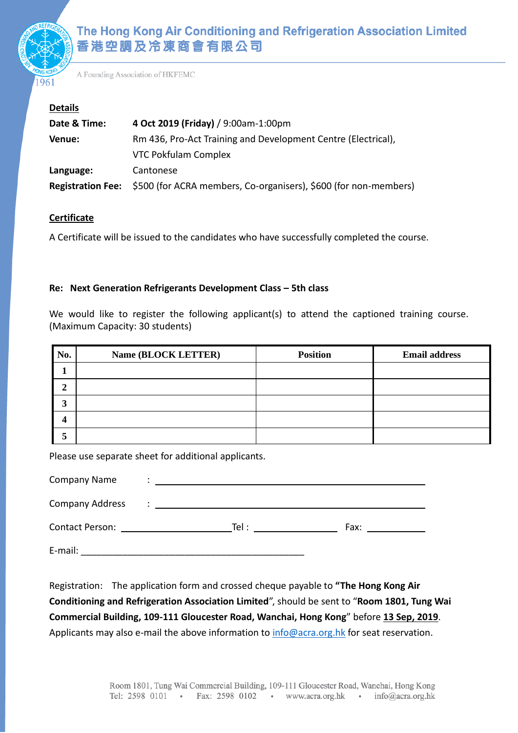**The Hong Kong Air Conditioning and Refrigeration Association Limited**
**香港空調及冷凍商會有限公司**

A Founding Association of HKFEMC

**Details**

| | |
|---|---|
| **Date & Time:** | **4 Oct 2019 (Friday)** / 9:00am-1:00pm |
| **Venue:** | Rm 436, Pro-Act Training and Development Centre (Electrical), VTC Pokfulam Complex |
| **Language:** | Cantonese |
| **Registration Fee:** | $500 (for ACRA members, Co-organisers), $600 (for non-members) |

**Certificate**

A Certificate will be issued to the candidates who have successfully completed the course.

**Re: Next Generation Refrigerants Development Class – 5th class**

We would like to register the following applicant(s) to attend the captioned training course. (Maximum Capacity: 30 students)

| No. | Name (BLOCK LETTER) | Position | Email address |
|---|---|---|---|
| 1 | | | |
| 2 | | | |
| 3 | | | |
| 4 | | | |
| 5 | | | |

Please use separate sheet for additional applicants.

Company Name : ______________________________

Company Address : ______________________________

Contact Person: ____________________ Tel : ______________ Fax: __________

E-mail: ________________________________________

Registration: The application form and crossed cheque payable to **"The Hong Kong Air Conditioning and Refrigeration Association Limited"**, should be sent to "**Room 1801, Tung Wai Commercial Building, 109-111 Gloucester Road, Wanchai, Hong Kong**" before **13 Sep, 2019**. Applicants may also e-mail the above information to info@acra.org.hk for seat reservation.